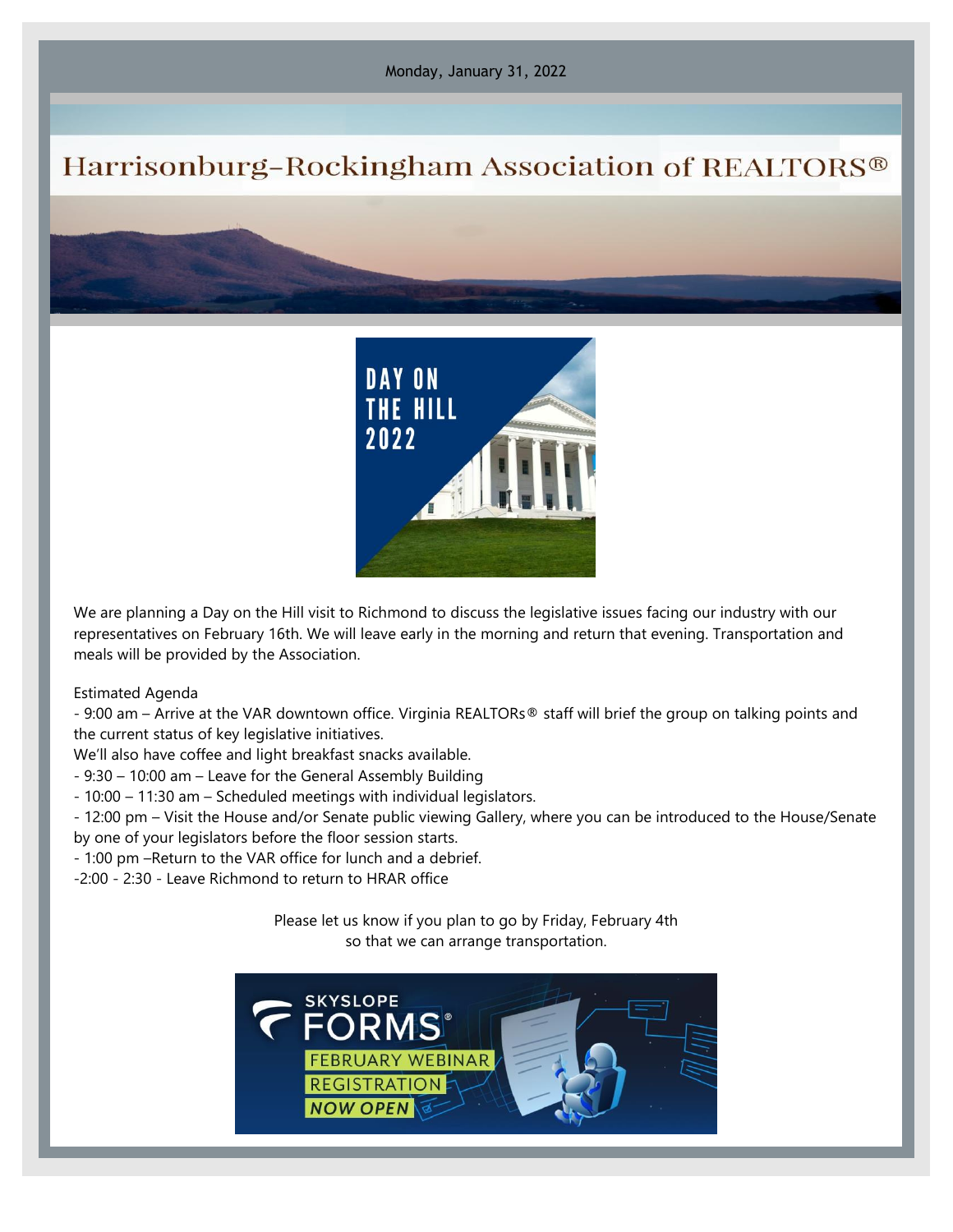Monday, January 31, 2022

# Harrisonburg-Rockingham Association of REALTORS®

DAY ON THE HILL 2022

We are planning a Day on the Hill visit to Richmond to discuss the legislative issues facing our industry with our representatives on February 16th. We will leave early in the morning and return that evening. Transportation and meals will be provided by the Association.

Estimated Agenda

- 9:00 am – Arrive at the VAR downtown office. Virginia REALTORs® staff will brief the group on talking points and the current status of key legislative initiatives.
We'll also have coffee and light breakfast snacks available.
- 9:30 – 10:00 am – Leave for the General Assembly Building
- 10:00 – 11:30 am – Scheduled meetings with individual legislators.
- 12:00 pm – Visit the House and/or Senate public viewing Gallery, where you can be introduced to the House/Senate by one of your legislators before the floor session starts.
- 1:00 pm –Return to the VAR office for lunch and a debrief.
-2:00 - 2:30 - Leave Richmond to return to HRAR office

Please let us know if you plan to go by Friday, February 4th
so that we can arrange transportation.

SKYSLOPE FORMS® FEBRUARY WEBINAR REGISTRATION NOW OPEN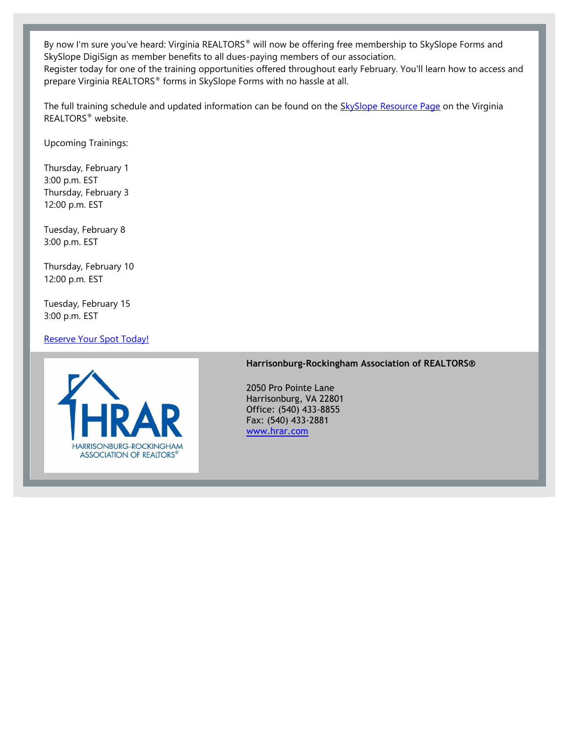By now I'm sure you've heard: Virginia REALTORS® will now be offering free membership to SkySlope Forms and SkySlope DigiSign as member benefits to all dues-paying members of our association.
Register today for one of the training opportunities offered throughout early February. You'll learn how to access and prepare Virginia REALTORS® forms in SkySlope Forms with no hassle at all.

The full training schedule and updated information can be found on the SkySlope Resource Page on the Virginia REALTORS® website.

Upcoming Trainings:

Thursday, February 1
3:00 p.m. EST
Thursday, February 3
12:00 p.m. EST

Tuesday, February 8
3:00 p.m. EST

Thursday, February 10
12:00 p.m. EST

Tuesday, February 15
3:00 p.m. EST

Reserve Your Spot Today!

HRAR
HARRISONBURG-ROCKINGHAM ASSOCIATION OF REALTORS®

**Harrisonburg-Rockingham Association of REALTORS®**

2050 Pro Pointe Lane
Harrisonburg, VA 22801
Office: (540) 433-8855
Fax: (540) 433-2881
www.hrar.com